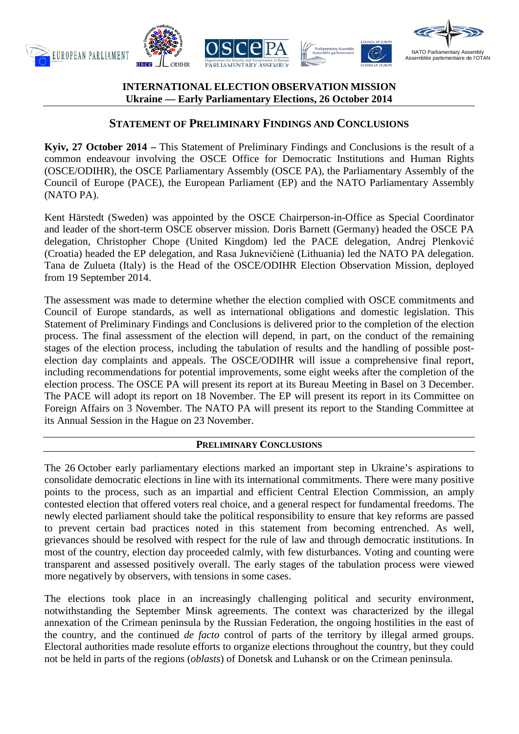EUROPEAN PARLIAMENT | OSCE ODIHR | OSCE PA Parliamentary Assembly | Parliamentary Assembly Council of Europe | NATO Parliamentary Assembly Assemblée parlementaire de l'OTAN

**INTERNATIONAL ELECTION OBSERVATION MISSION**
**Ukraine — Early Parliamentary Elections, 26 October 2014**

## STATEMENT OF PRELIMINARY FINDINGS AND CONCLUSIONS

**Kyiv, 27 October 2014 –** This Statement of Preliminary Findings and Conclusions is the result of a common endeavour involving the OSCE Office for Democratic Institutions and Human Rights (OSCE/ODIHR), the OSCE Parliamentary Assembly (OSCE PA), the Parliamentary Assembly of the Council of Europe (PACE), the European Parliament (EP) and the NATO Parliamentary Assembly (NATO PA).

Kent Härstedt (Sweden) was appointed by the OSCE Chairperson-in-Office as Special Coordinator and leader of the short-term OSCE observer mission. Doris Barnett (Germany) headed the OSCE PA delegation, Christopher Chope (United Kingdom) led the PACE delegation, Andrej Plenković (Croatia) headed the EP delegation, and Rasa Juknevičienė (Lithuania) led the NATO PA delegation. Tana de Zulueta (Italy) is the Head of the OSCE/ODIHR Election Observation Mission, deployed from 19 September 2014.

The assessment was made to determine whether the election complied with OSCE commitments and Council of Europe standards, as well as international obligations and domestic legislation. This Statement of Preliminary Findings and Conclusions is delivered prior to the completion of the election process. The final assessment of the election will depend, in part, on the conduct of the remaining stages of the election process, including the tabulation of results and the handling of possible post-election day complaints and appeals. The OSCE/ODIHR will issue a comprehensive final report, including recommendations for potential improvements, some eight weeks after the completion of the election process. The OSCE PA will present its report at its Bureau Meeting in Basel on 3 December. The PACE will adopt its report on 18 November. The EP will present its report in its Committee on Foreign Affairs on 3 November. The NATO PA will present its report to the Standing Committee at its Annual Session in the Hague on 23 November.

### PRELIMINARY CONCLUSIONS

The 26 October early parliamentary elections marked an important step in Ukraine's aspirations to consolidate democratic elections in line with its international commitments. There were many positive points to the process, such as an impartial and efficient Central Election Commission, an amply contested election that offered voters real choice, and a general respect for fundamental freedoms. The newly elected parliament should take the political responsibility to ensure that key reforms are passed to prevent certain bad practices noted in this statement from becoming entrenched. As well, grievances should be resolved with respect for the rule of law and through democratic institutions. In most of the country, election day proceeded calmly, with few disturbances. Voting and counting were transparent and assessed positively overall. The early stages of the tabulation process were viewed more negatively by observers, with tensions in some cases.

The elections took place in an increasingly challenging political and security environment, notwithstanding the September Minsk agreements. The context was characterized by the illegal annexation of the Crimean peninsula by the Russian Federation, the ongoing hostilities in the east of the country, and the continued *de facto* control of parts of the territory by illegal armed groups. Electoral authorities made resolute efforts to organize elections throughout the country, but they could not be held in parts of the regions (*oblasts*) of Donetsk and Luhansk or on the Crimean peninsula.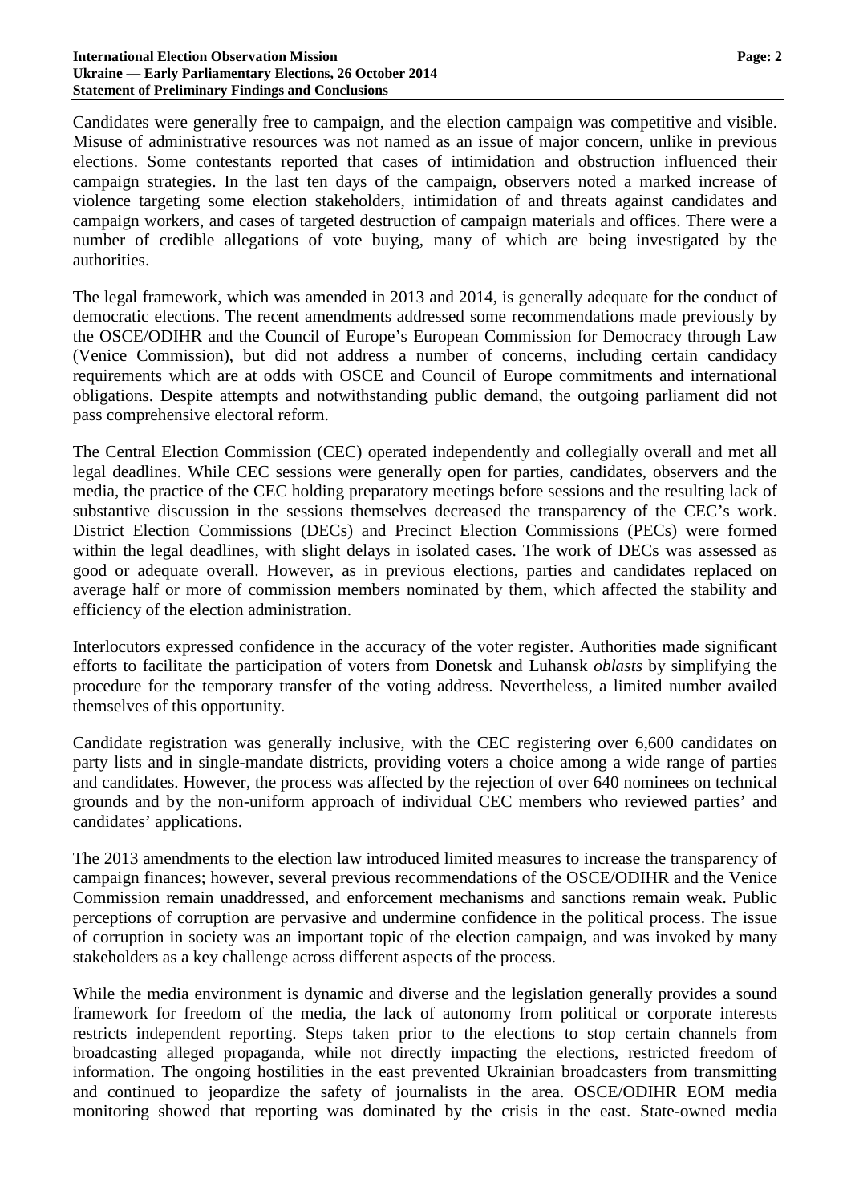Candidates were generally free to campaign, and the election campaign was competitive and visible. Misuse of administrative resources was not named as an issue of major concern, unlike in previous elections. Some contestants reported that cases of intimidation and obstruction influenced their campaign strategies. In the last ten days of the campaign, observers noted a marked increase of violence targeting some election stakeholders, intimidation of and threats against candidates and campaign workers, and cases of targeted destruction of campaign materials and offices. There were a number of credible allegations of vote buying, many of which are being investigated by the authorities.

The legal framework, which was amended in 2013 and 2014, is generally adequate for the conduct of democratic elections. The recent amendments addressed some recommendations made previously by the OSCE/ODIHR and the Council of Europe's European Commission for Democracy through Law (Venice Commission), but did not address a number of concerns, including certain candidacy requirements which are at odds with OSCE and Council of Europe commitments and international obligations. Despite attempts and notwithstanding public demand, the outgoing parliament did not pass comprehensive electoral reform.

The Central Election Commission (CEC) operated independently and collegially overall and met all legal deadlines. While CEC sessions were generally open for parties, candidates, observers and the media, the practice of the CEC holding preparatory meetings before sessions and the resulting lack of substantive discussion in the sessions themselves decreased the transparency of the CEC's work. District Election Commissions (DECs) and Precinct Election Commissions (PECs) were formed within the legal deadlines, with slight delays in isolated cases. The work of DECs was assessed as good or adequate overall. However, as in previous elections, parties and candidates replaced on average half or more of commission members nominated by them, which affected the stability and efficiency of the election administration.

Interlocutors expressed confidence in the accuracy of the voter register. Authorities made significant efforts to facilitate the participation of voters from Donetsk and Luhansk *oblasts* by simplifying the procedure for the temporary transfer of the voting address. Nevertheless, a limited number availed themselves of this opportunity.

Candidate registration was generally inclusive, with the CEC registering over 6,600 candidates on party lists and in single-mandate districts, providing voters a choice among a wide range of parties and candidates. However, the process was affected by the rejection of over 640 nominees on technical grounds and by the non-uniform approach of individual CEC members who reviewed parties' and candidates' applications.

The 2013 amendments to the election law introduced limited measures to increase the transparency of campaign finances; however, several previous recommendations of the OSCE/ODIHR and the Venice Commission remain unaddressed, and enforcement mechanisms and sanctions remain weak. Public perceptions of corruption are pervasive and undermine confidence in the political process. The issue of corruption in society was an important topic of the election campaign, and was invoked by many stakeholders as a key challenge across different aspects of the process.

While the media environment is dynamic and diverse and the legislation generally provides a sound framework for freedom of the media, the lack of autonomy from political or corporate interests restricts independent reporting. Steps taken prior to the elections to stop certain channels from broadcasting alleged propaganda, while not directly impacting the elections, restricted freedom of information. The ongoing hostilities in the east prevented Ukrainian broadcasters from transmitting and continued to jeopardize the safety of journalists in the area. OSCE/ODIHR EOM media monitoring showed that reporting was dominated by the crisis in the east. State-owned media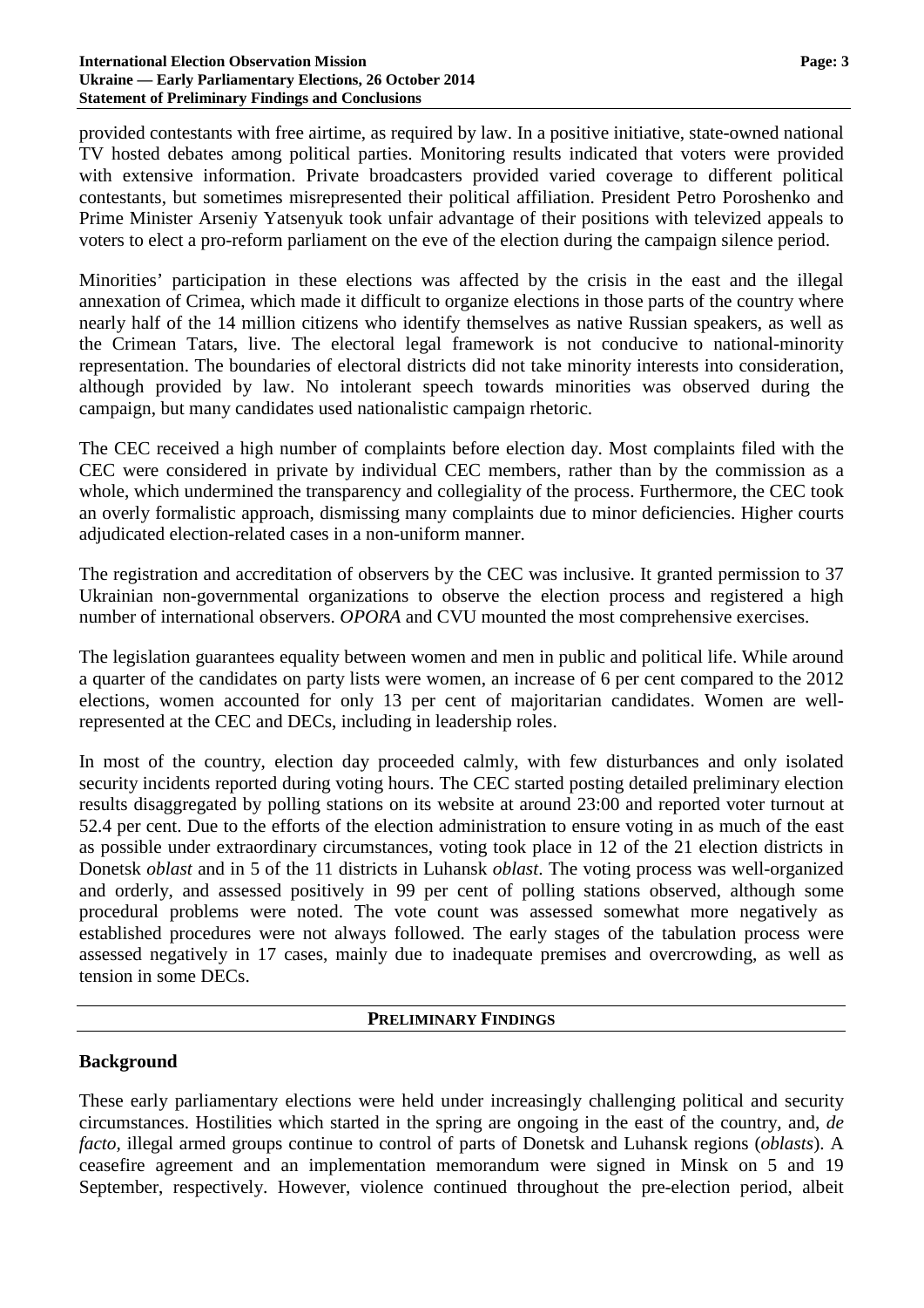provided contestants with free airtime, as required by law. In a positive initiative, state-owned national TV hosted debates among political parties. Monitoring results indicated that voters were provided with extensive information. Private broadcasters provided varied coverage to different political contestants, but sometimes misrepresented their political affiliation. President Petro Poroshenko and Prime Minister Arseniy Yatsenyuk took unfair advantage of their positions with televized appeals to voters to elect a pro-reform parliament on the eve of the election during the campaign silence period.

Minorities' participation in these elections was affected by the crisis in the east and the illegal annexation of Crimea, which made it difficult to organize elections in those parts of the country where nearly half of the 14 million citizens who identify themselves as native Russian speakers, as well as the Crimean Tatars, live. The electoral legal framework is not conducive to national-minority representation. The boundaries of electoral districts did not take minority interests into consideration, although provided by law. No intolerant speech towards minorities was observed during the campaign, but many candidates used nationalistic campaign rhetoric.

The CEC received a high number of complaints before election day. Most complaints filed with the CEC were considered in private by individual CEC members, rather than by the commission as a whole, which undermined the transparency and collegiality of the process. Furthermore, the CEC took an overly formalistic approach, dismissing many complaints due to minor deficiencies. Higher courts adjudicated election-related cases in a non-uniform manner.

The registration and accreditation of observers by the CEC was inclusive. It granted permission to 37 Ukrainian non-governmental organizations to observe the election process and registered a high number of international observers. *OPORA* and CVU mounted the most comprehensive exercises.

The legislation guarantees equality between women and men in public and political life. While around a quarter of the candidates on party lists were women, an increase of 6 per cent compared to the 2012 elections, women accounted for only 13 per cent of majoritarian candidates. Women are well-represented at the CEC and DECs, including in leadership roles.

In most of the country, election day proceeded calmly, with few disturbances and only isolated security incidents reported during voting hours. The CEC started posting detailed preliminary election results disaggregated by polling stations on its website at around 23:00 and reported voter turnout at 52.4 per cent. Due to the efforts of the election administration to ensure voting in as much of the east as possible under extraordinary circumstances, voting took place in 12 of the 21 election districts in Donetsk *oblast* and in 5 of the 11 districts in Luhansk *oblast*. The voting process was well-organized and orderly, and assessed positively in 99 per cent of polling stations observed, although some procedural problems were noted. The vote count was assessed somewhat more negatively as established procedures were not always followed. The early stages of the tabulation process were assessed negatively in 17 cases, mainly due to inadequate premises and overcrowding, as well as tension in some DECs.

## PRELIMINARY FINDINGS

### Background

These early parliamentary elections were held under increasingly challenging political and security circumstances. Hostilities which started in the spring are ongoing in the east of the country, and, *de facto*, illegal armed groups continue to control of parts of Donetsk and Luhansk regions (*oblasts*). A ceasefire agreement and an implementation memorandum were signed in Minsk on 5 and 19 September, respectively. However, violence continued throughout the pre-election period, albeit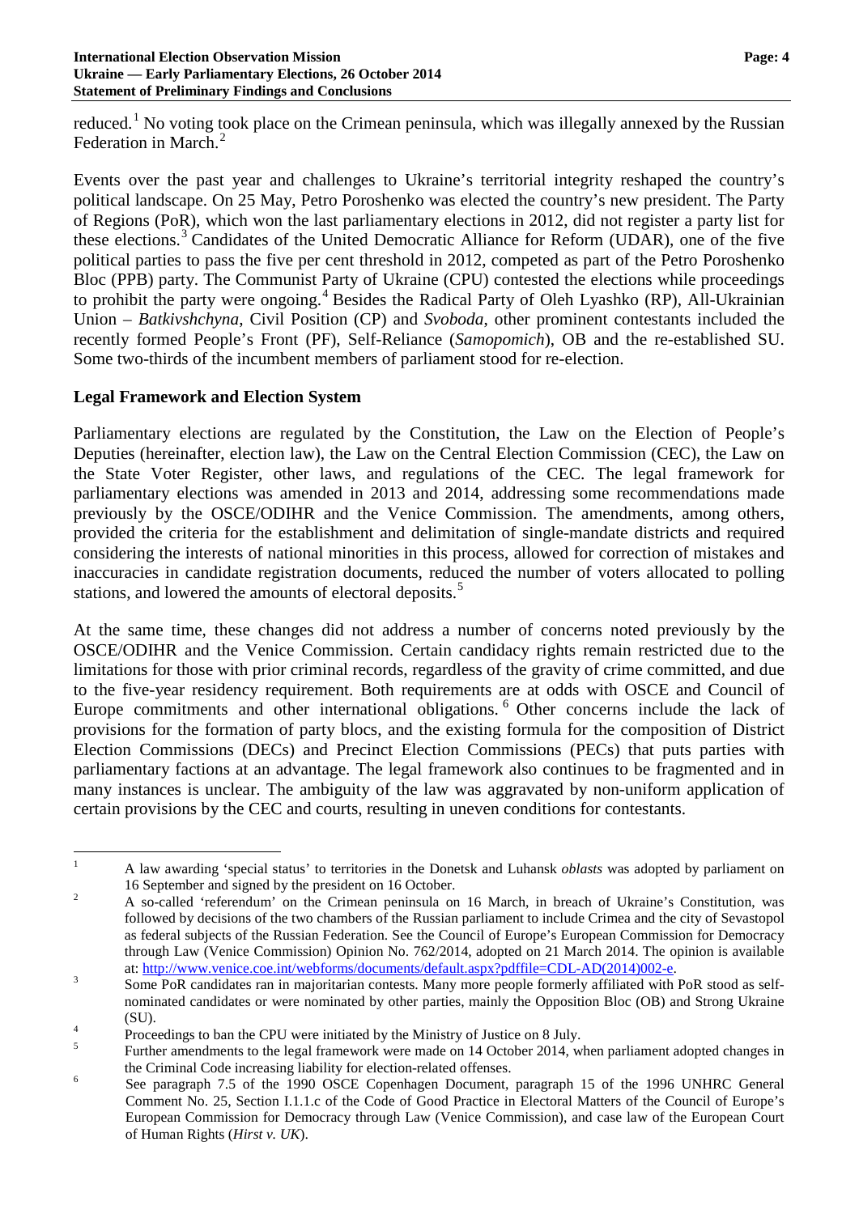reduced.[1] No voting took place on the Crimean peninsula, which was illegally annexed by the Russian Federation in March.[2]

Events over the past year and challenges to Ukraine's territorial integrity reshaped the country's political landscape. On 25 May, Petro Poroshenko was elected the country's new president. The Party of Regions (PoR), which won the last parliamentary elections in 2012, did not register a party list for these elections.[3] Candidates of the United Democratic Alliance for Reform (UDAR), one of the five political parties to pass the five per cent threshold in 2012, competed as part of the Petro Poroshenko Bloc (PPB) party. The Communist Party of Ukraine (CPU) contested the elections while proceedings to prohibit the party were ongoing.[4] Besides the Radical Party of Oleh Lyashko (RP), All-Ukrainian Union – *Batkivshchyna*, Civil Position (CP) and *Svoboda*, other prominent contestants included the recently formed People's Front (PF), Self-Reliance (*Samopomich*), OB and the re-established SU. Some two-thirds of the incumbent members of parliament stood for re-election.

## Legal Framework and Election System

Parliamentary elections are regulated by the Constitution, the Law on the Election of People's Deputies (hereinafter, election law), the Law on the Central Election Commission (CEC), the Law on the State Voter Register, other laws, and regulations of the CEC. The legal framework for parliamentary elections was amended in 2013 and 2014, addressing some recommendations made previously by the OSCE/ODIHR and the Venice Commission. The amendments, among others, provided the criteria for the establishment and delimitation of single-mandate districts and required considering the interests of national minorities in this process, allowed for correction of mistakes and inaccuracies in candidate registration documents, reduced the number of voters allocated to polling stations, and lowered the amounts of electoral deposits.[5]

At the same time, these changes did not address a number of concerns noted previously by the OSCE/ODIHR and the Venice Commission. Certain candidacy rights remain restricted due to the limitations for those with prior criminal records, regardless of the gravity of crime committed, and due to the five-year residency requirement. Both requirements are at odds with OSCE and Council of Europe commitments and other international obligations.[6] Other concerns include the lack of provisions for the formation of party blocs, and the existing formula for the composition of District Election Commissions (DECs) and Precinct Election Commissions (PECs) that puts parties with parliamentary factions at an advantage. The legal framework also continues to be fragmented and in many instances is unclear. The ambiguity of the law was aggravated by non-uniform application of certain provisions by the CEC and courts, resulting in uneven conditions for contestants.

---

[1] A law awarding 'special status' to territories in the Donetsk and Luhansk *oblasts* was adopted by parliament on 16 September and signed by the president on 16 October.

[2] A so-called 'referendum' on the Crimean peninsula on 16 March, in breach of Ukraine's Constitution, was followed by decisions of the two chambers of the Russian parliament to include Crimea and the city of Sevastopol as federal subjects of the Russian Federation. See the Council of Europe's European Commission for Democracy through Law (Venice Commission) Opinion No. 762/2014, adopted on 21 March 2014. The opinion is available at: http://www.venice.coe.int/webforms/documents/default.aspx?pdffile=CDL-AD(2014)002-e.

[3] Some PoR candidates ran in majoritarian contests. Many more people formerly affiliated with PoR stood as self-nominated candidates or were nominated by other parties, mainly the Opposition Bloc (OB) and Strong Ukraine (SU).

[4] Proceedings to ban the CPU were initiated by the Ministry of Justice on 8 July.

[5] Further amendments to the legal framework were made on 14 October 2014, when parliament adopted changes in the Criminal Code increasing liability for election-related offenses.

[6] See paragraph 7.5 of the 1990 OSCE Copenhagen Document, paragraph 15 of the 1996 UNHRC General Comment No. 25, Section I.1.1.c of the Code of Good Practice in Electoral Matters of the Council of Europe's European Commission for Democracy through Law (Venice Commission), and case law of the European Court of Human Rights (*Hirst v. UK*).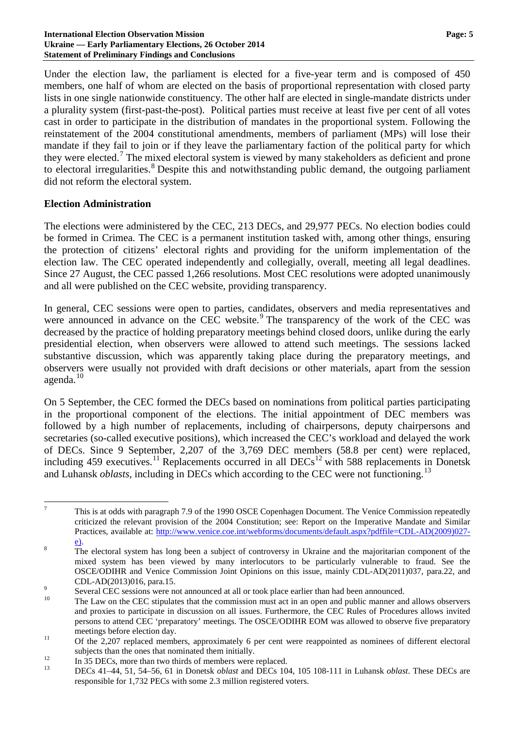Under the election law, the parliament is elected for a five-year term and is composed of 450 members, one half of whom are elected on the basis of proportional representation with closed party lists in one single nationwide constituency. The other half are elected in single-mandate districts under a plurality system (first-past-the-post). Political parties must receive at least five per cent of all votes cast in order to participate in the distribution of mandates in the proportional system. Following the reinstatement of the 2004 constitutional amendments, members of parliament (MPs) will lose their mandate if they fail to join or if they leave the parliamentary faction of the political party for which they were elected.[7] The mixed electoral system is viewed by many stakeholders as deficient and prone to electoral irregularities.[8] Despite this and notwithstanding public demand, the outgoing parliament did not reform the electoral system.

## Election Administration

The elections were administered by the CEC, 213 DECs, and 29,977 PECs. No election bodies could be formed in Crimea. The CEC is a permanent institution tasked with, among other things, ensuring the protection of citizens' electoral rights and providing for the uniform implementation of the election law. The CEC operated independently and collegially, overall, meeting all legal deadlines. Since 27 August, the CEC passed 1,266 resolutions. Most CEC resolutions were adopted unanimously and all were published on the CEC website, providing transparency.

In general, CEC sessions were open to parties, candidates, observers and media representatives and were announced in advance on the CEC website.[9] The transparency of the work of the CEC was decreased by the practice of holding preparatory meetings behind closed doors, unlike during the early presidential election, when observers were allowed to attend such meetings. The sessions lacked substantive discussion, which was apparently taking place during the preparatory meetings, and observers were usually not provided with draft decisions or other materials, apart from the session agenda.[10]

On 5 September, the CEC formed the DECs based on nominations from political parties participating in the proportional component of the elections. The initial appointment of DEC members was followed by a high number of replacements, including of chairpersons, deputy chairpersons and secretaries (so-called executive positions), which increased the CEC's workload and delayed the work of DECs. Since 9 September, 2,207 of the 3,769 DEC members (58.8 per cent) were replaced, including 459 executives.[11] Replacements occurred in all DECs[12] with 588 replacements in Donetsk and Luhansk *oblasts*, including in DECs which according to the CEC were not functioning.[13]

---

[7] This is at odds with paragraph 7.9 of the 1990 OSCE Copenhagen Document. The Venice Commission repeatedly criticized the relevant provision of the 2004 Constitution; see: Report on the Imperative Mandate and Similar Practices, available at: http://www.venice.coe.int/webforms/documents/default.aspx?pdffile=CDL-AD(2009)027-e).

[8] The electoral system has long been a subject of controversy in Ukraine and the majoritarian component of the mixed system has been viewed by many interlocutors to be particularly vulnerable to fraud. See the OSCE/ODIHR and Venice Commission Joint Opinions on this issue, mainly CDL-AD(2011)037, para.22, and CDL-AD(2013)016, para.15.

[9] Several CEC sessions were not announced at all or took place earlier than had been announced.

[10] The Law on the CEC stipulates that the commission must act in an open and public manner and allows observers and proxies to participate in discussion on all issues. Furthermore, the CEC Rules of Procedures allows invited persons to attend CEC 'preparatory' meetings. The OSCE/ODIHR EOM was allowed to observe five preparatory meetings before election day.

[11] Of the 2,207 replaced members, approximately 6 per cent were reappointed as nominees of different electoral subjects than the ones that nominated them initially.

[12] In 35 DECs, more than two thirds of members were replaced.

[13] DECs 41–44, 51, 54–56, 61 in Donetsk *oblast* and DECs 104, 105 108-111 in Luhansk *oblast*. These DECs are responsible for 1,732 PECs with some 2.3 million registered voters.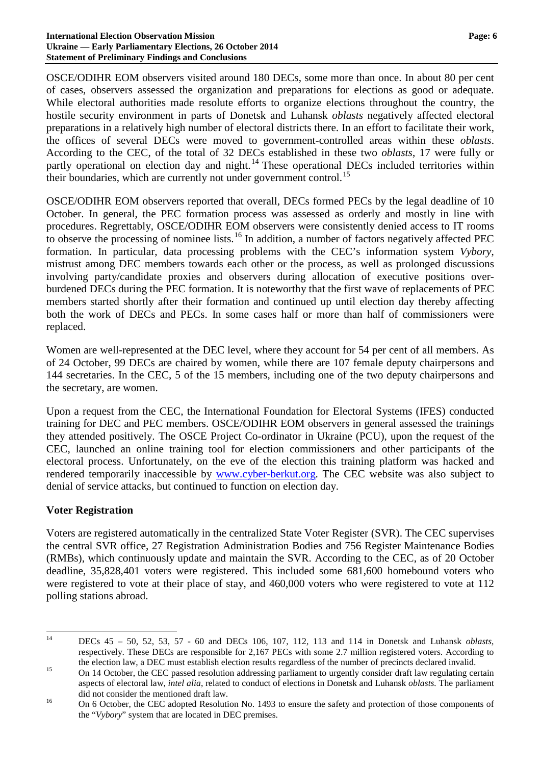OSCE/ODIHR EOM observers visited around 180 DECs, some more than once. In about 80 per cent of cases, observers assessed the organization and preparations for elections as good or adequate. While electoral authorities made resolute efforts to organize elections throughout the country, the hostile security environment in parts of Donetsk and Luhansk *oblasts* negatively affected electoral preparations in a relatively high number of electoral districts there. In an effort to facilitate their work, the offices of several DECs were moved to government-controlled areas within these *oblasts*. According to the CEC, of the total of 32 DECs established in these two *oblasts*, 17 were fully or partly operational on election day and night.[14] These operational DECs included territories within their boundaries, which are currently not under government control.[15]

OSCE/ODIHR EOM observers reported that overall, DECs formed PECs by the legal deadline of 10 October. In general, the PEC formation process was assessed as orderly and mostly in line with procedures. Regrettably, OSCE/ODIHR EOM observers were consistently denied access to IT rooms to observe the processing of nominee lists.[16] In addition, a number of factors negatively affected PEC formation. In particular, data processing problems with the CEC's information system *Vybory*, mistrust among DEC members towards each other or the process, as well as prolonged discussions involving party/candidate proxies and observers during allocation of executive positions overburdened DECs during the PEC formation. It is noteworthy that the first wave of replacements of PEC members started shortly after their formation and continued up until election day thereby affecting both the work of DECs and PECs. In some cases half or more than half of commissioners were replaced.

Women are well-represented at the DEC level, where they account for 54 per cent of all members. As of 24 October, 99 DECs are chaired by women, while there are 107 female deputy chairpersons and 144 secretaries. In the CEC, 5 of the 15 members, including one of the two deputy chairpersons and the secretary, are women.

Upon a request from the CEC, the International Foundation for Electoral Systems (IFES) conducted training for DEC and PEC members. OSCE/ODIHR EOM observers in general assessed the trainings they attended positively. The OSCE Project Co-ordinator in Ukraine (PCU), upon the request of the CEC, launched an online training tool for election commissioners and other participants of the electoral process. Unfortunately, on the eve of the election this training platform was hacked and rendered temporarily inaccessible by www.cyber-berkut.org. The CEC website was also subject to denial of service attacks, but continued to function on election day.

## Voter Registration

Voters are registered automatically in the centralized State Voter Register (SVR). The CEC supervises the central SVR office, 27 Registration Administration Bodies and 756 Register Maintenance Bodies (RMBs), which continuously update and maintain the SVR. According to the CEC, as of 20 October deadline, 35,828,401 voters were registered. This included some 681,600 homebound voters who were registered to vote at their place of stay, and 460,000 voters who were registered to vote at 112 polling stations abroad.

---

[14] DECs 45 – 50, 52, 53, 57 - 60 and DECs 106, 107, 112, 113 and 114 in Donetsk and Luhansk *oblasts*, respectively. These DECs are responsible for 2,167 PECs with some 2.7 million registered voters. According to the election law, a DEC must establish election results regardless of the number of precincts declared invalid.

[15] On 14 October, the CEC passed resolution addressing parliament to urgently consider draft law regulating certain aspects of electoral law, *intel alia*, related to conduct of elections in Donetsk and Luhansk *oblasts.* The parliament did not consider the mentioned draft law.

[16] On 6 October, the CEC adopted Resolution No. 1493 to ensure the safety and protection of those components of the "*Vybory*" system that are located in DEC premises.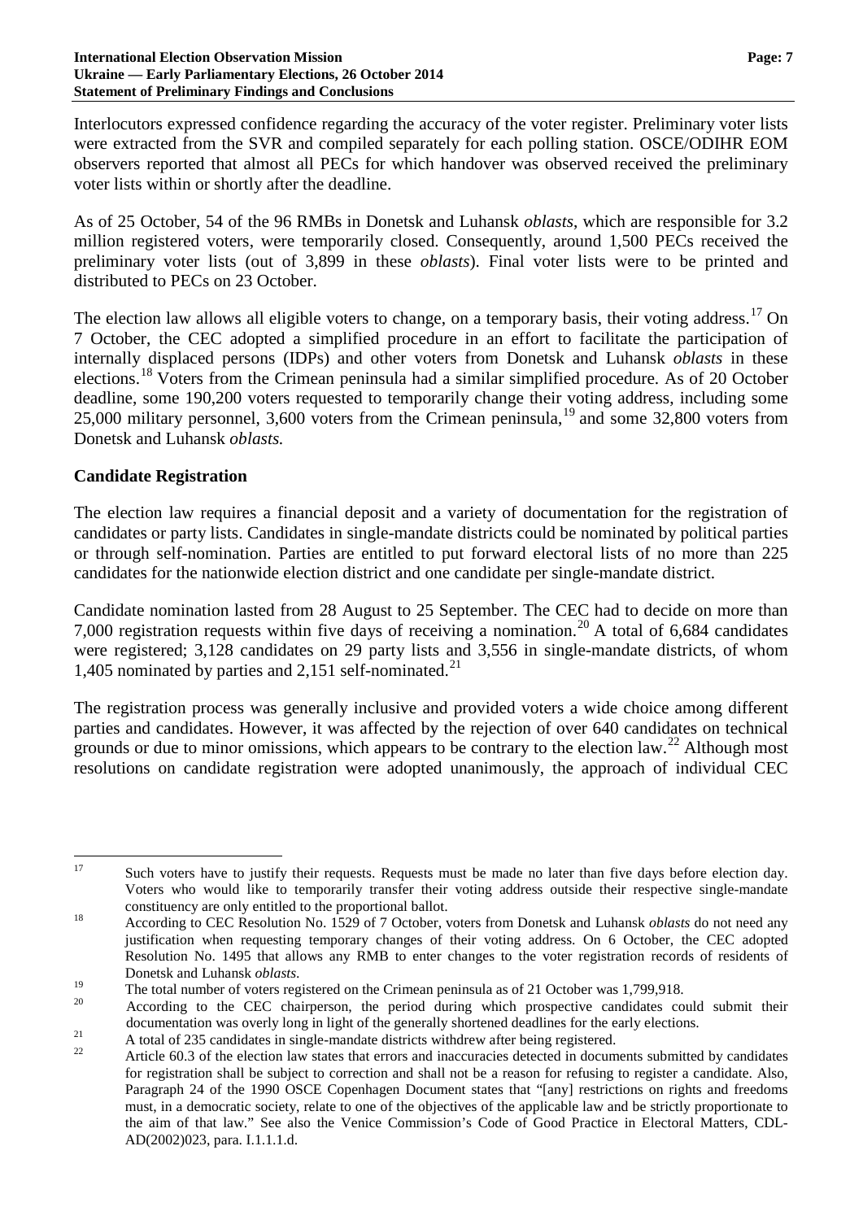Interlocutors expressed confidence regarding the accuracy of the voter register. Preliminary voter lists were extracted from the SVR and compiled separately for each polling station. OSCE/ODIHR EOM observers reported that almost all PECs for which handover was observed received the preliminary voter lists within or shortly after the deadline.

As of 25 October, 54 of the 96 RMBs in Donetsk and Luhansk *oblasts*, which are responsible for 3.2 million registered voters, were temporarily closed. Consequently, around 1,500 PECs received the preliminary voter lists (out of 3,899 in these *oblasts*). Final voter lists were to be printed and distributed to PECs on 23 October.

The election law allows all eligible voters to change, on a temporary basis, their voting address.[17] On 7 October, the CEC adopted a simplified procedure in an effort to facilitate the participation of internally displaced persons (IDPs) and other voters from Donetsk and Luhansk *oblasts* in these elections.[18] Voters from the Crimean peninsula had a similar simplified procedure. As of 20 October deadline, some 190,200 voters requested to temporarily change their voting address, including some 25,000 military personnel, 3,600 voters from the Crimean peninsula,[19] and some 32,800 voters from Donetsk and Luhansk *oblasts.*

## Candidate Registration

The election law requires a financial deposit and a variety of documentation for the registration of candidates or party lists. Candidates in single-mandate districts could be nominated by political parties or through self-nomination. Parties are entitled to put forward electoral lists of no more than 225 candidates for the nationwide election district and one candidate per single-mandate district.

Candidate nomination lasted from 28 August to 25 September. The CEC had to decide on more than 7,000 registration requests within five days of receiving a nomination.[20] A total of 6,684 candidates were registered; 3,128 candidates on 29 party lists and 3,556 in single-mandate districts, of whom 1,405 nominated by parties and 2,151 self-nominated.[21]

The registration process was generally inclusive and provided voters a wide choice among different parties and candidates. However, it was affected by the rejection of over 640 candidates on technical grounds or due to minor omissions, which appears to be contrary to the election law.[22] Although most resolutions on candidate registration were adopted unanimously, the approach of individual CEC

---

[17] Such voters have to justify their requests. Requests must be made no later than five days before election day. Voters who would like to temporarily transfer their voting address outside their respective single-mandate constituency are only entitled to the proportional ballot.

[18] According to CEC Resolution No. 1529 of 7 October, voters from Donetsk and Luhansk *oblasts* do not need any justification when requesting temporary changes of their voting address. On 6 October, the CEC adopted Resolution No. 1495 that allows any RMB to enter changes to the voter registration records of residents of Donetsk and Luhansk *oblasts*.

[19] The total number of voters registered on the Crimean peninsula as of 21 October was 1,799,918.

[20] According to the CEC chairperson, the period during which prospective candidates could submit their documentation was overly long in light of the generally shortened deadlines for the early elections.

[21] A total of 235 candidates in single-mandate districts withdrew after being registered.

[22] Article 60.3 of the election law states that errors and inaccuracies detected in documents submitted by candidates for registration shall be subject to correction and shall not be a reason for refusing to register a candidate. Also, Paragraph 24 of the 1990 OSCE Copenhagen Document states that "[any] restrictions on rights and freedoms must, in a democratic society, relate to one of the objectives of the applicable law and be strictly proportionate to the aim of that law." See also the Venice Commission's Code of Good Practice in Electoral Matters, CDL-AD(2002)023, para. I.1.1.1.d.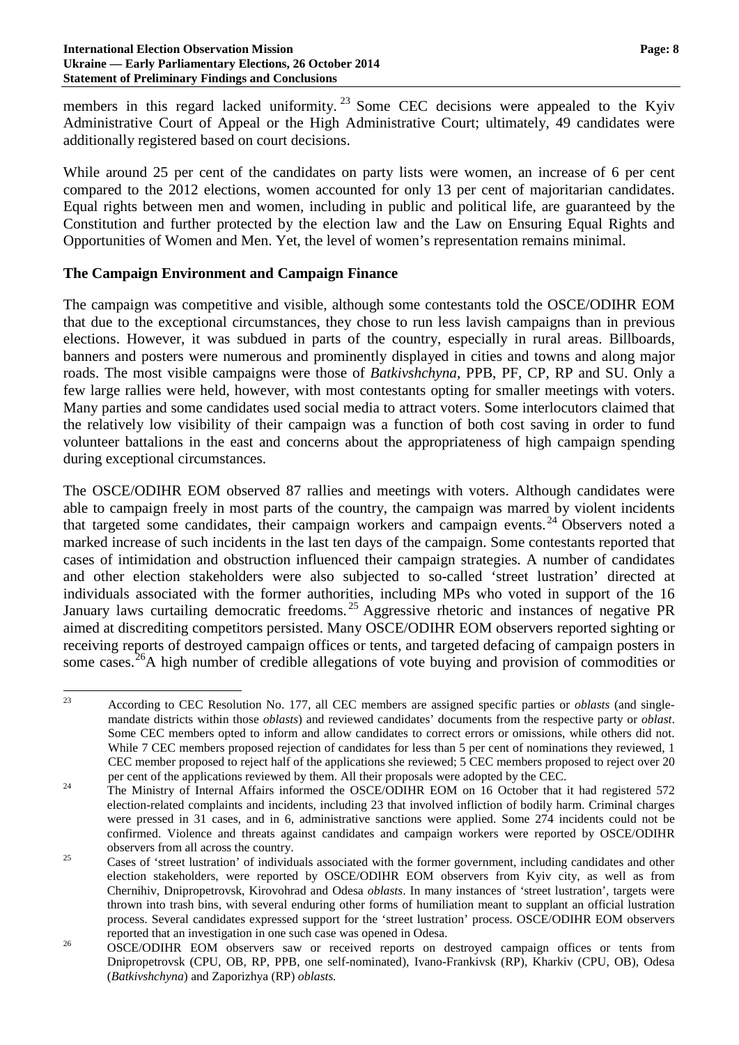members in this regard lacked uniformity.[23] Some CEC decisions were appealed to the Kyiv Administrative Court of Appeal or the High Administrative Court; ultimately, 49 candidates were additionally registered based on court decisions.

While around 25 per cent of the candidates on party lists were women, an increase of 6 per cent compared to the 2012 elections, women accounted for only 13 per cent of majoritarian candidates. Equal rights between men and women, including in public and political life, are guaranteed by the Constitution and further protected by the election law and the Law on Ensuring Equal Rights and Opportunities of Women and Men. Yet, the level of women's representation remains minimal.

## The Campaign Environment and Campaign Finance

The campaign was competitive and visible, although some contestants told the OSCE/ODIHR EOM that due to the exceptional circumstances, they chose to run less lavish campaigns than in previous elections. However, it was subdued in parts of the country, especially in rural areas. Billboards, banners and posters were numerous and prominently displayed in cities and towns and along major roads. The most visible campaigns were those of *Batkivshchyna*, PPB, PF, CP, RP and SU. Only a few large rallies were held, however, with most contestants opting for smaller meetings with voters. Many parties and some candidates used social media to attract voters. Some interlocutors claimed that the relatively low visibility of their campaign was a function of both cost saving in order to fund volunteer battalions in the east and concerns about the appropriateness of high campaign spending during exceptional circumstances.

The OSCE/ODIHR EOM observed 87 rallies and meetings with voters. Although candidates were able to campaign freely in most parts of the country, the campaign was marred by violent incidents that targeted some candidates, their campaign workers and campaign events.[24] Observers noted a marked increase of such incidents in the last ten days of the campaign. Some contestants reported that cases of intimidation and obstruction influenced their campaign strategies. A number of candidates and other election stakeholders were also subjected to so-called 'street lustration' directed at individuals associated with the former authorities, including MPs who voted in support of the 16 January laws curtailing democratic freedoms.[25] Aggressive rhetoric and instances of negative PR aimed at discrediting competitors persisted. Many OSCE/ODIHR EOM observers reported sighting or receiving reports of destroyed campaign offices or tents, and targeted defacing of campaign posters in some cases.[26]A high number of credible allegations of vote buying and provision of commodities or

---

[23] According to CEC Resolution No. 177, all CEC members are assigned specific parties or *oblasts* (and single-mandate districts within those *oblasts*) and reviewed candidates' documents from the respective party or *oblast*. Some CEC members opted to inform and allow candidates to correct errors or omissions, while others did not. While 7 CEC members proposed rejection of candidates for less than 5 per cent of nominations they reviewed, 1 CEC member proposed to reject half of the applications she reviewed; 5 CEC members proposed to reject over 20 per cent of the applications reviewed by them. All their proposals were adopted by the CEC.

[24] The Ministry of Internal Affairs informed the OSCE/ODIHR EOM on 16 October that it had registered 572 election-related complaints and incidents, including 23 that involved infliction of bodily harm. Criminal charges were pressed in 31 cases, and in 6, administrative sanctions were applied. Some 274 incidents could not be confirmed. Violence and threats against candidates and campaign workers were reported by OSCE/ODIHR observers from all across the country.

[25] Cases of 'street lustration' of individuals associated with the former government, including candidates and other election stakeholders, were reported by OSCE/ODIHR EOM observers from Kyiv city, as well as from Chernihiv, Dnipropetrovsk, Kirovohrad and Odesa *oblasts*. In many instances of 'street lustration', targets were thrown into trash bins, with several enduring other forms of humiliation meant to supplant an official lustration process. Several candidates expressed support for the 'street lustration' process. OSCE/ODIHR EOM observers reported that an investigation in one such case was opened in Odesa.

[26] OSCE/ODIHR EOM observers saw or received reports on destroyed campaign offices or tents from Dnipropetrovsk (CPU, OB, RP, PPB, one self-nominated), Ivano-Frankivsk (RP), Kharkiv (CPU, OB), Odesa (*Batkivshchyna*) and Zaporizhya (RP) *oblasts.*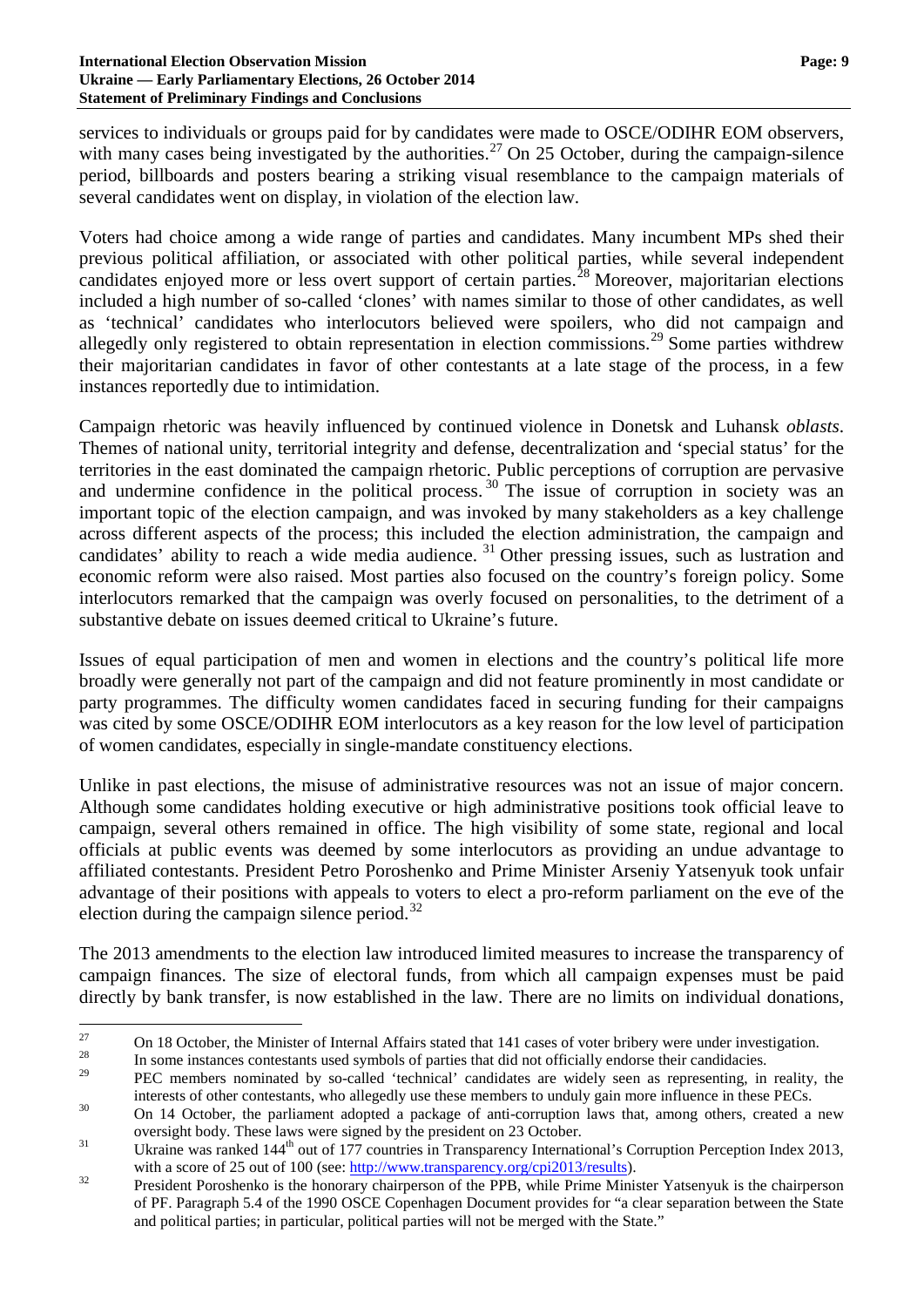services to individuals or groups paid for by candidates were made to OSCE/ODIHR EOM observers, with many cases being investigated by the authorities.[27] On 25 October, during the campaign-silence period, billboards and posters bearing a striking visual resemblance to the campaign materials of several candidates went on display, in violation of the election law.

Voters had choice among a wide range of parties and candidates. Many incumbent MPs shed their previous political affiliation, or associated with other political parties, while several independent candidates enjoyed more or less overt support of certain parties.[28] Moreover, majoritarian elections included a high number of so-called 'clones' with names similar to those of other candidates, as well as 'technical' candidates who interlocutors believed were spoilers, who did not campaign and allegedly only registered to obtain representation in election commissions.[29] Some parties withdrew their majoritarian candidates in favor of other contestants at a late stage of the process, in a few instances reportedly due to intimidation.

Campaign rhetoric was heavily influenced by continued violence in Donetsk and Luhansk *oblasts*. Themes of national unity, territorial integrity and defense, decentralization and 'special status' for the territories in the east dominated the campaign rhetoric. Public perceptions of corruption are pervasive and undermine confidence in the political process.[30] The issue of corruption in society was an important topic of the election campaign, and was invoked by many stakeholders as a key challenge across different aspects of the process; this included the election administration, the campaign and candidates' ability to reach a wide media audience.[31] Other pressing issues, such as lustration and economic reform were also raised. Most parties also focused on the country's foreign policy. Some interlocutors remarked that the campaign was overly focused on personalities, to the detriment of a substantive debate on issues deemed critical to Ukraine's future.

Issues of equal participation of men and women in elections and the country's political life more broadly were generally not part of the campaign and did not feature prominently in most candidate or party programmes. The difficulty women candidates faced in securing funding for their campaigns was cited by some OSCE/ODIHR EOM interlocutors as a key reason for the low level of participation of women candidates, especially in single-mandate constituency elections.

Unlike in past elections, the misuse of administrative resources was not an issue of major concern. Although some candidates holding executive or high administrative positions took official leave to campaign, several others remained in office. The high visibility of some state, regional and local officials at public events was deemed by some interlocutors as providing an undue advantage to affiliated contestants. President Petro Poroshenko and Prime Minister Arseniy Yatsenyuk took unfair advantage of their positions with appeals to voters to elect a pro-reform parliament on the eve of the election during the campaign silence period.[32]

The 2013 amendments to the election law introduced limited measures to increase the transparency of campaign finances. The size of electoral funds, from which all campaign expenses must be paid directly by bank transfer, is now established in the law. There are no limits on individual donations,

---

[27] On 18 October, the Minister of Internal Affairs stated that 141 cases of voter bribery were under investigation.

[28] In some instances contestants used symbols of parties that did not officially endorse their candidacies.

[29] PEC members nominated by so-called 'technical' candidates are widely seen as representing, in reality, the interests of other contestants, who allegedly use these members to unduly gain more influence in these PECs.

[30] On 14 October, the parliament adopted a package of anti-corruption laws that, among others, created a new oversight body. These laws were signed by the president on 23 October.

[31] Ukraine was ranked 144th out of 177 countries in Transparency International's Corruption Perception Index 2013, with a score of 25 out of 100 (see: http://www.transparency.org/cpi2013/results).

[32] President Poroshenko is the honorary chairperson of the PPB, while Prime Minister Yatsenyuk is the chairperson of PF. Paragraph 5.4 of the 1990 OSCE Copenhagen Document provides for "a clear separation between the State and political parties; in particular, political parties will not be merged with the State."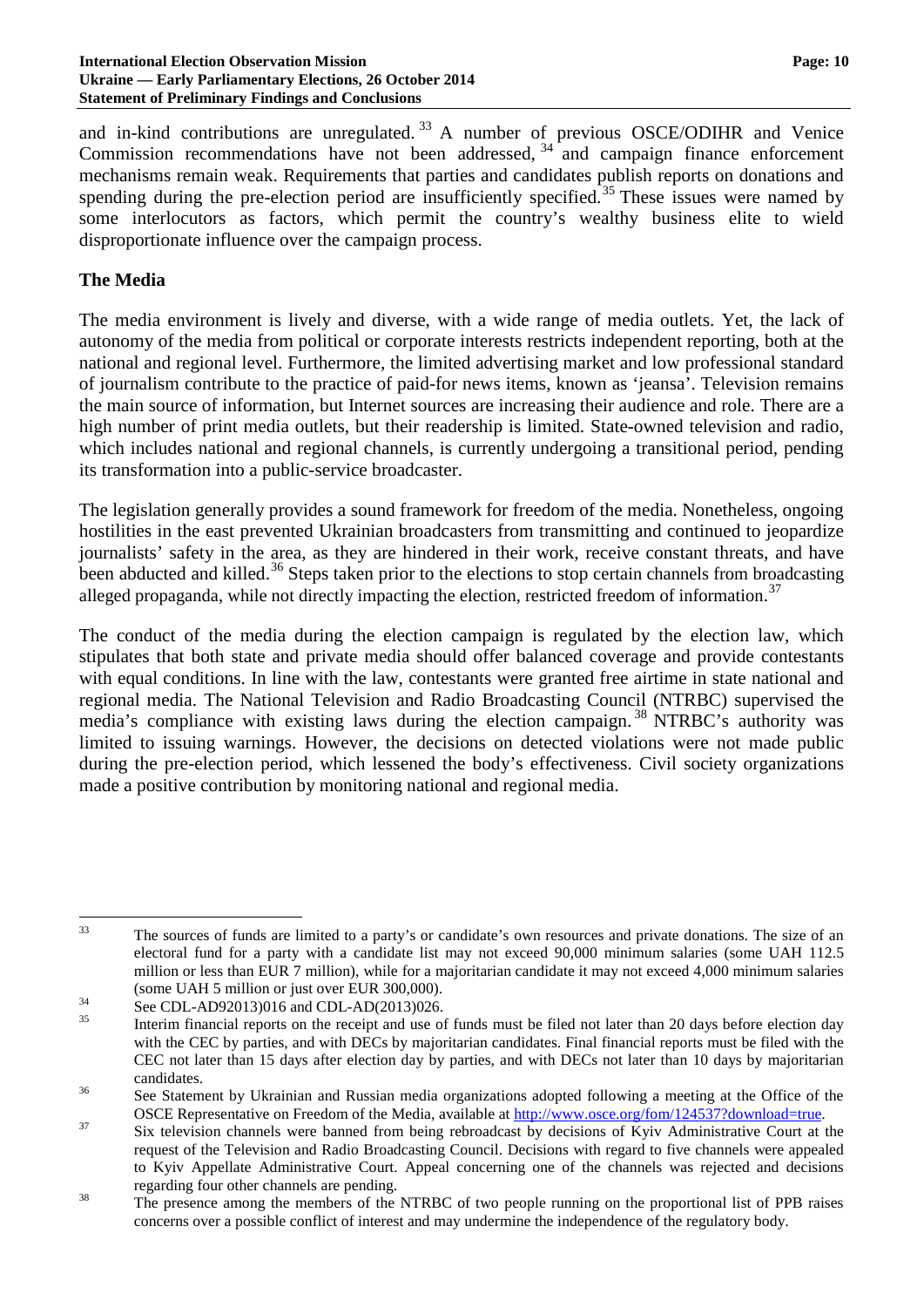and in-kind contributions are unregulated.[33] A number of previous OSCE/ODIHR and Venice Commission recommendations have not been addressed,[34] and campaign finance enforcement mechanisms remain weak. Requirements that parties and candidates publish reports on donations and spending during the pre-election period are insufficiently specified.[35] These issues were named by some interlocutors as factors, which permit the country's wealthy business elite to wield disproportionate influence over the campaign process.

## The Media

The media environment is lively and diverse, with a wide range of media outlets. Yet, the lack of autonomy of the media from political or corporate interests restricts independent reporting, both at the national and regional level. Furthermore, the limited advertising market and low professional standard of journalism contribute to the practice of paid-for news items, known as 'jeansa'. Television remains the main source of information, but Internet sources are increasing their audience and role. There are a high number of print media outlets, but their readership is limited. State-owned television and radio, which includes national and regional channels, is currently undergoing a transitional period, pending its transformation into a public-service broadcaster.

The legislation generally provides a sound framework for freedom of the media. Nonetheless, ongoing hostilities in the east prevented Ukrainian broadcasters from transmitting and continued to jeopardize journalists' safety in the area, as they are hindered in their work, receive constant threats, and have been abducted and killed.[36] Steps taken prior to the elections to stop certain channels from broadcasting alleged propaganda, while not directly impacting the election, restricted freedom of information.[37]

The conduct of the media during the election campaign is regulated by the election law, which stipulates that both state and private media should offer balanced coverage and provide contestants with equal conditions. In line with the law, contestants were granted free airtime in state national and regional media. The National Television and Radio Broadcasting Council (NTRBC) supervised the media's compliance with existing laws during the election campaign.[38] NTRBC's authority was limited to issuing warnings. However, the decisions on detected violations were not made public during the pre-election period, which lessened the body's effectiveness. Civil society organizations made a positive contribution by monitoring national and regional media.

---

[33] The sources of funds are limited to a party's or candidate's own resources and private donations. The size of an electoral fund for a party with a candidate list may not exceed 90,000 minimum salaries (some UAH 112.5 million or less than EUR 7 million), while for a majoritarian candidate it may not exceed 4,000 minimum salaries (some UAH 5 million or just over EUR 300,000).

[34] See CDL-AD92013)016 and CDL-AD(2013)026.

[35] Interim financial reports on the receipt and use of funds must be filed not later than 20 days before election day with the CEC by parties, and with DECs by majoritarian candidates. Final financial reports must be filed with the CEC not later than 15 days after election day by parties, and with DECs not later than 10 days by majoritarian candidates.

[36] See Statement by Ukrainian and Russian media organizations adopted following a meeting at the Office of the OSCE Representative on Freedom of the Media, available at http://www.osce.org/fom/124537?download=true.

[37] Six television channels were banned from being rebroadcast by decisions of Kyiv Administrative Court at the request of the Television and Radio Broadcasting Council. Decisions with regard to five channels were appealed to Kyiv Appellate Administrative Court. Appeal concerning one of the channels was rejected and decisions regarding four other channels are pending.

[38] The presence among the members of the NTRBC of two people running on the proportional list of PPB raises concerns over a possible conflict of interest and may undermine the independence of the regulatory body.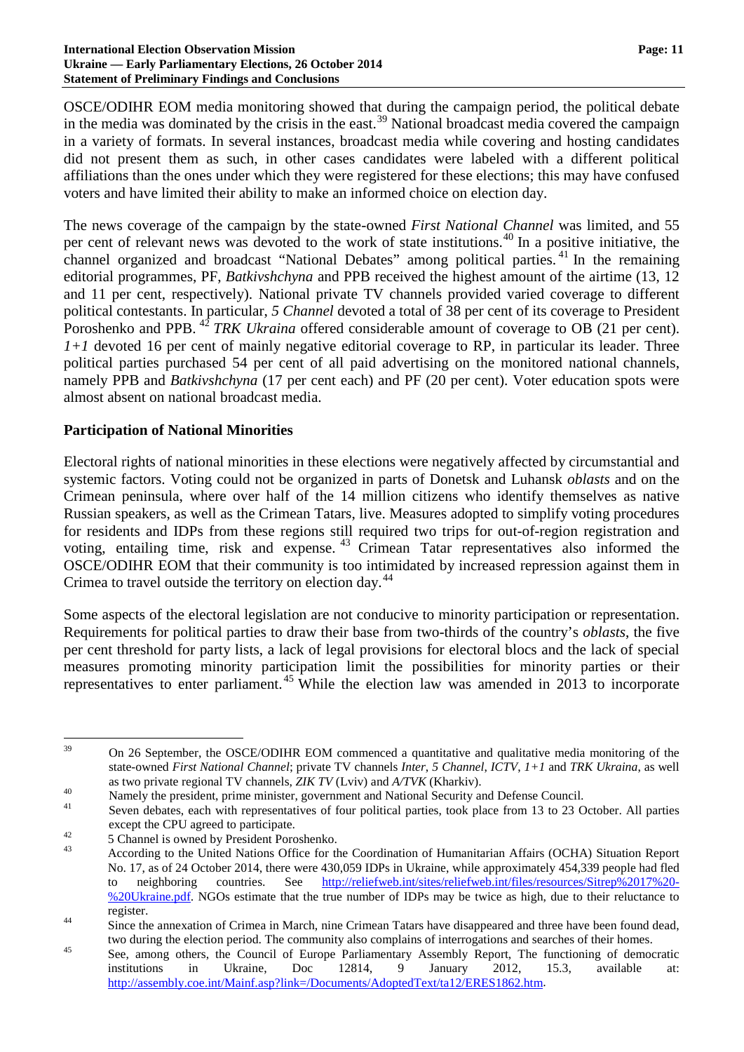OSCE/ODIHR EOM media monitoring showed that during the campaign period, the political debate in the media was dominated by the crisis in the east.[39] National broadcast media covered the campaign in a variety of formats. In several instances, broadcast media while covering and hosting candidates did not present them as such, in other cases candidates were labeled with a different political affiliations than the ones under which they were registered for these elections; this may have confused voters and have limited their ability to make an informed choice on election day.

The news coverage of the campaign by the state-owned *First National Channel* was limited, and 55 per cent of relevant news was devoted to the work of state institutions.[40] In a positive initiative, the channel organized and broadcast "National Debates" among political parties.[41] In the remaining editorial programmes, PF, *Batkivshchyna* and PPB received the highest amount of the airtime (13, 12 and 11 per cent, respectively). National private TV channels provided varied coverage to different political contestants. In particular, *5 Channel* devoted a total of 38 per cent of its coverage to President Poroshenko and PPB.[42] *TRK Ukraina* offered considerable amount of coverage to OB (21 per cent). *1+1* devoted 16 per cent of mainly negative editorial coverage to RP, in particular its leader. Three political parties purchased 54 per cent of all paid advertising on the monitored national channels, namely PPB and *Batkivshchyna* (17 per cent each) and PF (20 per cent). Voter education spots were almost absent on national broadcast media.

## Participation of National Minorities

Electoral rights of national minorities in these elections were negatively affected by circumstantial and systemic factors. Voting could not be organized in parts of Donetsk and Luhansk *oblasts* and on the Crimean peninsula, where over half of the 14 million citizens who identify themselves as native Russian speakers, as well as the Crimean Tatars, live. Measures adopted to simplify voting procedures for residents and IDPs from these regions still required two trips for out-of-region registration and voting, entailing time, risk and expense.[43] Crimean Tatar representatives also informed the OSCE/ODIHR EOM that their community is too intimidated by increased repression against them in Crimea to travel outside the territory on election day.[44]

Some aspects of the electoral legislation are not conducive to minority participation or representation. Requirements for political parties to draw their base from two-thirds of the country's *oblasts*, the five per cent threshold for party lists, a lack of legal provisions for electoral blocs and the lack of special measures promoting minority participation limit the possibilities for minority parties or their representatives to enter parliament.[45] While the election law was amended in 2013 to incorporate

---

[39] On 26 September, the OSCE/ODIHR EOM commenced a quantitative and qualitative media monitoring of the state-owned *First National Channel*; private TV channels *Inter*, *5 Channel*, *ICTV*, *1+1* and *TRK Ukraina*, as well as two private regional TV channels, *ZIK TV* (Lviv) and *A/TVK* (Kharkiv).

[40] Namely the president, prime minister, government and National Security and Defense Council.

[41] Seven debates, each with representatives of four political parties, took place from 13 to 23 October. All parties except the CPU agreed to participate.

[42] 5 Channel is owned by President Poroshenko.

[43] According to the United Nations Office for the Coordination of Humanitarian Affairs (OCHA) Situation Report No. 17, as of 24 October 2014, there were 430,059 IDPs in Ukraine, while approximately 454,339 people had fled to neighboring countries. See http://reliefweb.int/sites/reliefweb.int/files/resources/Sitrep%2017%20-%20Ukraine.pdf. NGOs estimate that the true number of IDPs may be twice as high, due to their reluctance to register.

[44] Since the annexation of Crimea in March, nine Crimean Tatars have disappeared and three have been found dead, two during the election period. The community also complains of interrogations and searches of their homes.

[45] See, among others, the Council of Europe Parliamentary Assembly Report, The functioning of democratic institutions in Ukraine, Doc 12814, 9 January 2012, 15.3, available at: http://assembly.coe.int/Mainf.asp?link=/Documents/AdoptedText/ta12/ERES1862.htm.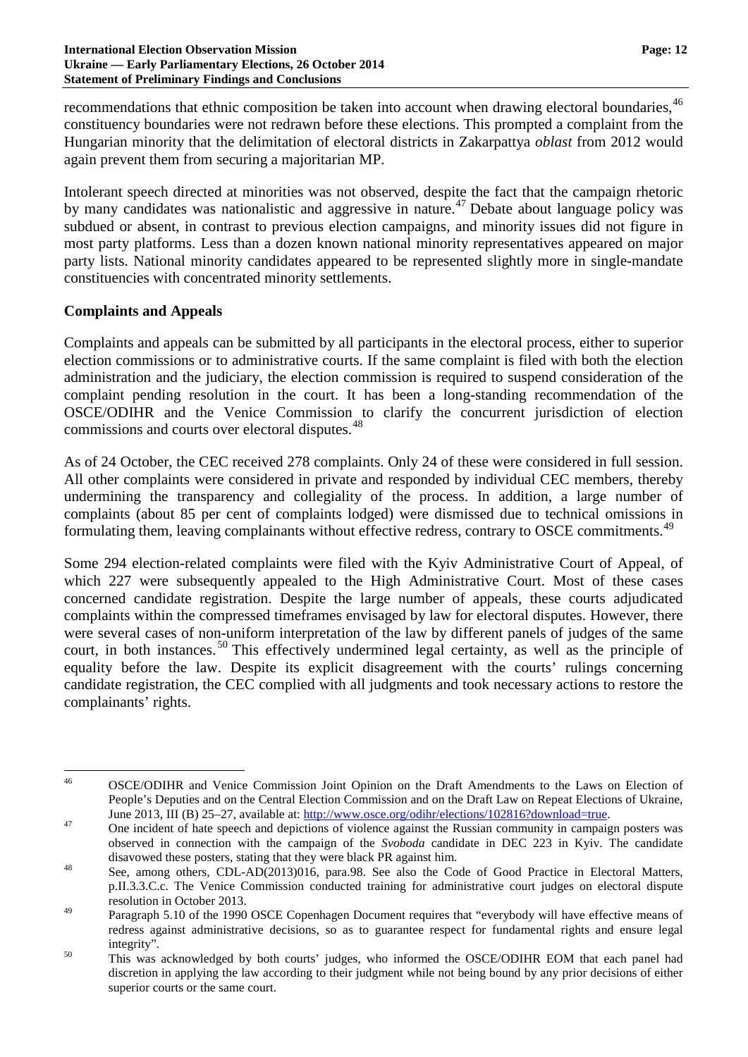recommendations that ethnic composition be taken into account when drawing electoral boundaries,[46] constituency boundaries were not redrawn before these elections. This prompted a complaint from the Hungarian minority that the delimitation of electoral districts in Zakarpattya *oblast* from 2012 would again prevent them from securing a majoritarian MP.

Intolerant speech directed at minorities was not observed, despite the fact that the campaign rhetoric by many candidates was nationalistic and aggressive in nature.[47] Debate about language policy was subdued or absent, in contrast to previous election campaigns, and minority issues did not figure in most party platforms. Less than a dozen known national minority representatives appeared on major party lists. National minority candidates appeared to be represented slightly more in single-mandate constituencies with concentrated minority settlements.

## Complaints and Appeals

Complaints and appeals can be submitted by all participants in the electoral process, either to superior election commissions or to administrative courts. If the same complaint is filed with both the election administration and the judiciary, the election commission is required to suspend consideration of the complaint pending resolution in the court. It has been a long-standing recommendation of the OSCE/ODIHR and the Venice Commission to clarify the concurrent jurisdiction of election commissions and courts over electoral disputes.[48]

As of 24 October, the CEC received 278 complaints. Only 24 of these were considered in full session. All other complaints were considered in private and responded by individual CEC members, thereby undermining the transparency and collegiality of the process. In addition, a large number of complaints (about 85 per cent of complaints lodged) were dismissed due to technical omissions in formulating them, leaving complainants without effective redress, contrary to OSCE commitments.[49]

Some 294 election-related complaints were filed with the Kyiv Administrative Court of Appeal, of which 227 were subsequently appealed to the High Administrative Court. Most of these cases concerned candidate registration. Despite the large number of appeals, these courts adjudicated complaints within the compressed timeframes envisaged by law for electoral disputes. However, there were several cases of non-uniform interpretation of the law by different panels of judges of the same court, in both instances.[50] This effectively undermined legal certainty, as well as the principle of equality before the law. Despite its explicit disagreement with the courts' rulings concerning candidate registration, the CEC complied with all judgments and took necessary actions to restore the complainants' rights.

---

[46] OSCE/ODIHR and Venice Commission Joint Opinion on the Draft Amendments to the Laws on Election of People's Deputies and on the Central Election Commission and on the Draft Law on Repeat Elections of Ukraine, June 2013, III (B) 25–27, available at: http://www.osce.org/odihr/elections/102816?download=true.

[47] One incident of hate speech and depictions of violence against the Russian community in campaign posters was observed in connection with the campaign of the *Svoboda* candidate in DEC 223 in Kyiv. The candidate disavowed these posters, stating that they were black PR against him.

[48] See, among others, CDL-AD(2013)016, para.98. See also the Code of Good Practice in Electoral Matters, p.II.3.3.C.c. The Venice Commission conducted training for administrative court judges on electoral dispute resolution in October 2013.

[49] Paragraph 5.10 of the 1990 OSCE Copenhagen Document requires that "everybody will have effective means of redress against administrative decisions, so as to guarantee respect for fundamental rights and ensure legal integrity".

[50] This was acknowledged by both courts' judges, who informed the OSCE/ODIHR EOM that each panel had discretion in applying the law according to their judgment while not being bound by any prior decisions of either superior courts or the same court.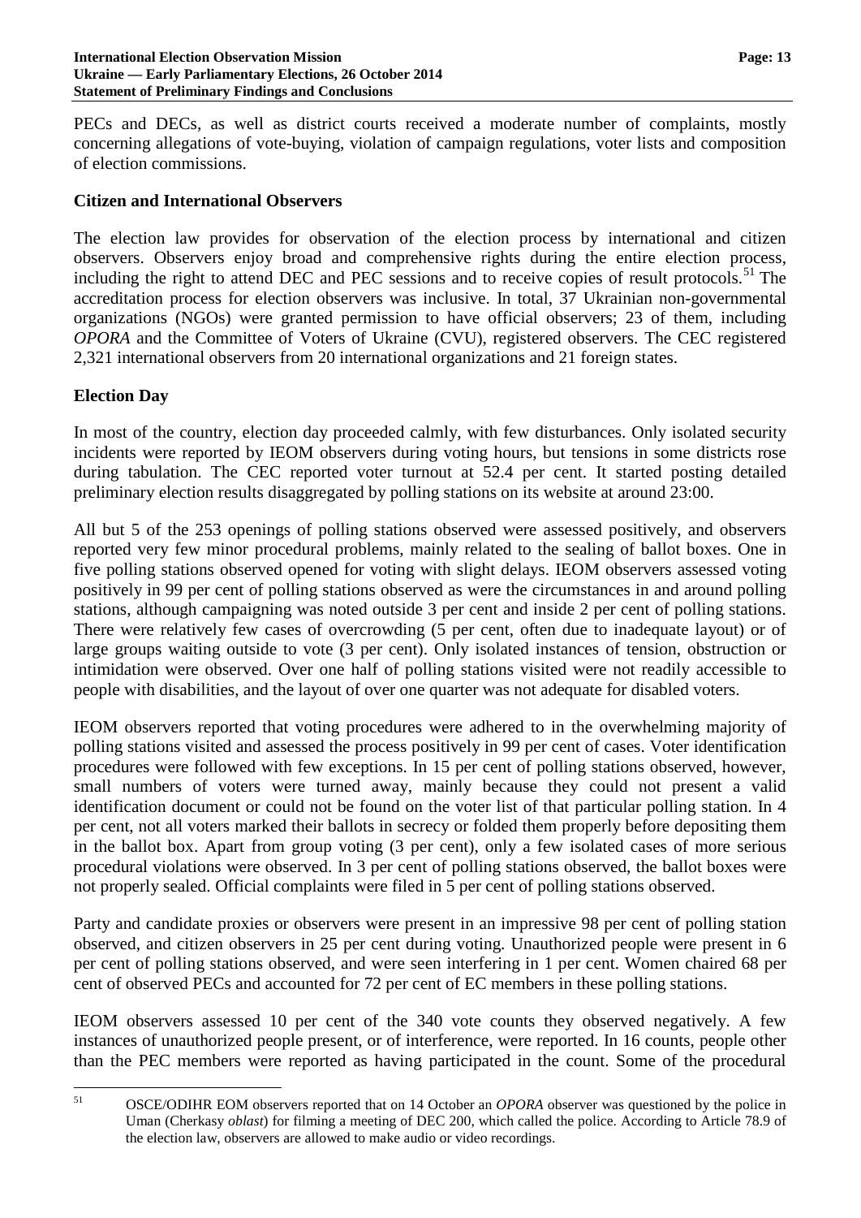PECs and DECs, as well as district courts received a moderate number of complaints, mostly concerning allegations of vote-buying, violation of campaign regulations, voter lists and composition of election commissions.

## Citizen and International Observers

The election law provides for observation of the election process by international and citizen observers. Observers enjoy broad and comprehensive rights during the entire election process, including the right to attend DEC and PEC sessions and to receive copies of result protocols.[51] The accreditation process for election observers was inclusive. In total, 37 Ukrainian non-governmental organizations (NGOs) were granted permission to have official observers; 23 of them, including *OPORA* and the Committee of Voters of Ukraine (CVU), registered observers. The CEC registered 2,321 international observers from 20 international organizations and 21 foreign states.

## Election Day

In most of the country, election day proceeded calmly, with few disturbances. Only isolated security incidents were reported by IEOM observers during voting hours, but tensions in some districts rose during tabulation. The CEC reported voter turnout at 52.4 per cent. It started posting detailed preliminary election results disaggregated by polling stations on its website at around 23:00.

All but 5 of the 253 openings of polling stations observed were assessed positively, and observers reported very few minor procedural problems, mainly related to the sealing of ballot boxes. One in five polling stations observed opened for voting with slight delays. IEOM observers assessed voting positively in 99 per cent of polling stations observed as were the circumstances in and around polling stations, although campaigning was noted outside 3 per cent and inside 2 per cent of polling stations. There were relatively few cases of overcrowding (5 per cent, often due to inadequate layout) or of large groups waiting outside to vote (3 per cent). Only isolated instances of tension, obstruction or intimidation were observed. Over one half of polling stations visited were not readily accessible to people with disabilities, and the layout of over one quarter was not adequate for disabled voters.

IEOM observers reported that voting procedures were adhered to in the overwhelming majority of polling stations visited and assessed the process positively in 99 per cent of cases. Voter identification procedures were followed with few exceptions. In 15 per cent of polling stations observed, however, small numbers of voters were turned away, mainly because they could not present a valid identification document or could not be found on the voter list of that particular polling station. In 4 per cent, not all voters marked their ballots in secrecy or folded them properly before depositing them in the ballot box. Apart from group voting (3 per cent), only a few isolated cases of more serious procedural violations were observed. In 3 per cent of polling stations observed, the ballot boxes were not properly sealed. Official complaints were filed in 5 per cent of polling stations observed.

Party and candidate proxies or observers were present in an impressive 98 per cent of polling station observed, and citizen observers in 25 per cent during voting. Unauthorized people were present in 6 per cent of polling stations observed, and were seen interfering in 1 per cent. Women chaired 68 per cent of observed PECs and accounted for 72 per cent of EC members in these polling stations.

IEOM observers assessed 10 per cent of the 340 vote counts they observed negatively. A few instances of unauthorized people present, or of interference, were reported. In 16 counts, people other than the PEC members were reported as having participated in the count. Some of the procedural

---

[51] OSCE/ODIHR EOM observers reported that on 14 October an *OPORA* observer was questioned by the police in Uman (Cherkasy *oblast*) for filming a meeting of DEC 200, which called the police. According to Article 78.9 of the election law, observers are allowed to make audio or video recordings.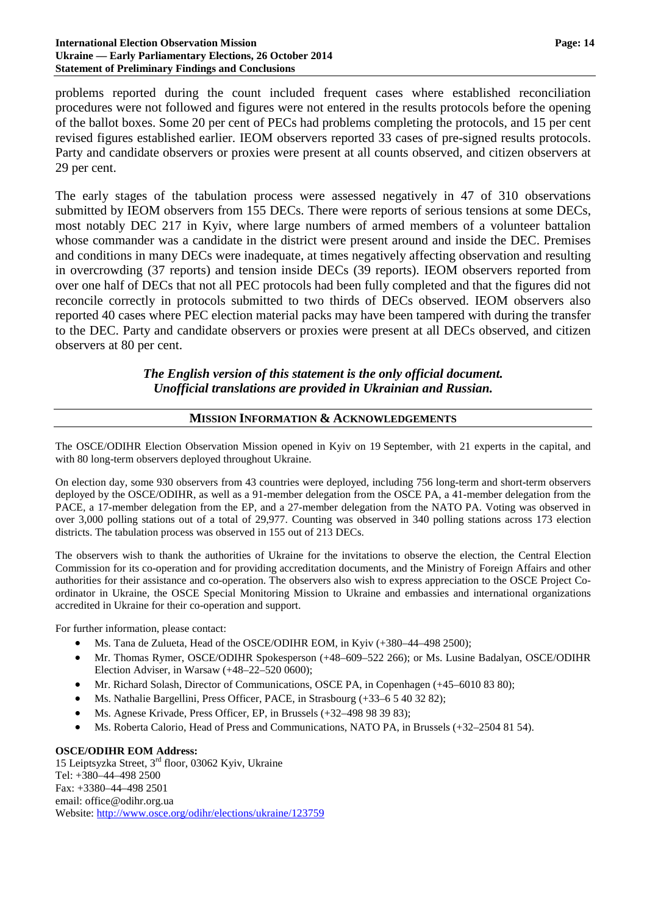problems reported during the count included frequent cases where established reconciliation procedures were not followed and figures were not entered in the results protocols before the opening of the ballot boxes. Some 20 per cent of PECs had problems completing the protocols, and 15 per cent revised figures established earlier. IEOM observers reported 33 cases of pre-signed results protocols. Party and candidate observers or proxies were present at all counts observed, and citizen observers at 29 per cent.

The early stages of the tabulation process were assessed negatively in 47 of 310 observations submitted by IEOM observers from 155 DECs. There were reports of serious tensions at some DECs, most notably DEC 217 in Kyiv, where large numbers of armed members of a volunteer battalion whose commander was a candidate in the district were present around and inside the DEC. Premises and conditions in many DECs were inadequate, at times negatively affecting observation and resulting in overcrowding (37 reports) and tension inside DECs (39 reports). IEOM observers reported from over one half of DECs that not all PEC protocols had been fully completed and that the figures did not reconcile correctly in protocols submitted to two thirds of DECs observed. IEOM observers also reported 40 cases where PEC election material packs may have been tampered with during the transfer to the DEC. Party and candidate observers or proxies were present at all DECs observed, and citizen observers at 80 per cent.

***The English version of this statement is the only official document.***
***Unofficial translations are provided in Ukrainian and Russian.***

## MISSION INFORMATION & ACKNOWLEDGEMENTS

The OSCE/ODIHR Election Observation Mission opened in Kyiv on 19 September, with 21 experts in the capital, and with 80 long-term observers deployed throughout Ukraine.

On election day, some 930 observers from 43 countries were deployed, including 756 long-term and short-term observers deployed by the OSCE/ODIHR, as well as a 91-member delegation from the OSCE PA, a 41-member delegation from the PACE, a 17-member delegation from the EP, and a 27-member delegation from the NATO PA. Voting was observed in over 3,000 polling stations out of a total of 29,977. Counting was observed in 340 polling stations across 173 election districts. The tabulation process was observed in 155 out of 213 DECs.

The observers wish to thank the authorities of Ukraine for the invitations to observe the election, the Central Election Commission for its co-operation and for providing accreditation documents, and the Ministry of Foreign Affairs and other authorities for their assistance and co-operation. The observers also wish to express appreciation to the OSCE Project Co-ordinator in Ukraine, the OSCE Special Monitoring Mission to Ukraine and embassies and international organizations accredited in Ukraine for their co-operation and support.

For further information, please contact:

- Ms. Tana de Zulueta, Head of the OSCE/ODIHR EOM, in Kyiv (+380–44–498 2500);
- Mr. Thomas Rymer, OSCE/ODIHR Spokesperson (+48–609–522 266); or Ms. Lusine Badalyan, OSCE/ODIHR Election Adviser, in Warsaw (+48–22–520 0600);
- Mr. Richard Solash, Director of Communications, OSCE PA, in Copenhagen (+45–6010 83 80);
- Ms. Nathalie Bargellini, Press Officer, PACE, in Strasbourg (+33–6 5 40 32 82);
- Ms. Agnese Krivade, Press Officer, EP, in Brussels (+32–498 98 39 83);
- Ms. Roberta Calorio, Head of Press and Communications, NATO PA, in Brussels (+32–2504 81 54).

**OSCE/ODIHR EOM Address:**
15 Leiptsyzka Street, 3rd floor, 03062 Kyiv, Ukraine
Tel: +380–44–498 2500
Fax: +3380–44–498 2501
email: office@odihr.org.ua
Website: http://www.osce.org/odihr/elections/ukraine/123759